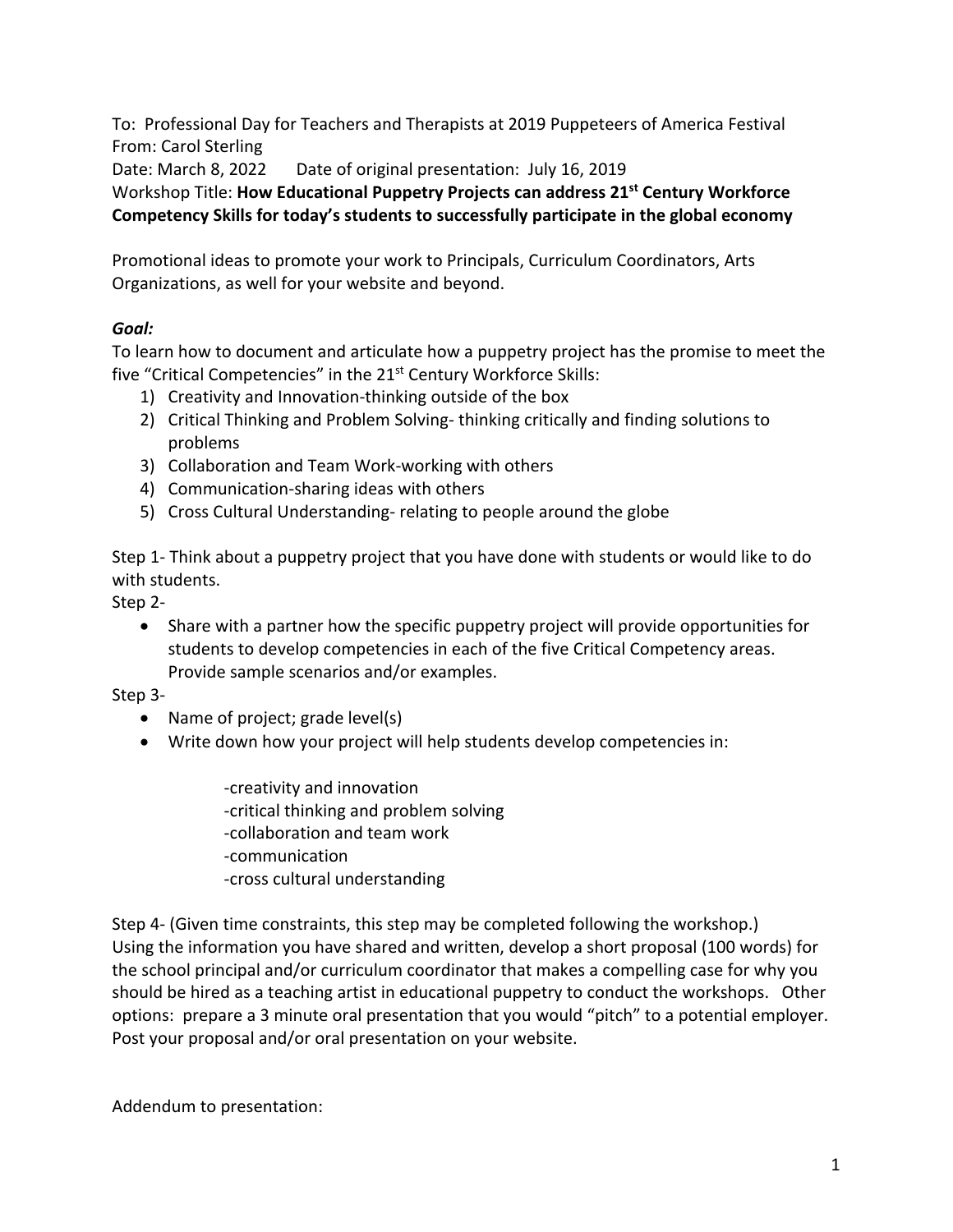To: Professional Day for Teachers and Therapists at 2019 Puppeteers of America Festival
From: Carol Sterling
Date: March 8, 2022 Date of original presentation: July 16, 2019
Workshop Title: **How Educational Puppetry Projects can address 21st Century Workforce Competency Skills for today's students to successfully participate in the global economy**

Promotional ideas to promote your work to Principals, Curriculum Coordinators, Arts Organizations, as well for your website and beyond.

***Goal:***

To learn how to document and articulate how a puppetry project has the promise to meet the five "Critical Competencies" in the 21st Century Workforce Skills:

1) Creativity and Innovation-thinking outside of the box
2) Critical Thinking and Problem Solving- thinking critically and finding solutions to problems
3) Collaboration and Team Work-working with others
4) Communication-sharing ideas with others
5) Cross Cultural Understanding- relating to people around the globe

Step 1- Think about a puppetry project that you have done with students or would like to do with students.

Step 2-

- Share with a partner how the specific puppetry project will provide opportunities for students to develop competencies in each of the five Critical Competency areas. Provide sample scenarios and/or examples.

Step 3-

- Name of project; grade level(s)
- Write down how your project will help students develop competencies in:

  -creativity and innovation
  -critical thinking and problem solving
  -collaboration and team work
  -communication
  -cross cultural understanding

Step 4- (Given time constraints, this step may be completed following the workshop.)
Using the information you have shared and written, develop a short proposal (100 words) for the school principal and/or curriculum coordinator that makes a compelling case for why you should be hired as a teaching artist in educational puppetry to conduct the workshops. Other options: prepare a 3 minute oral presentation that you would "pitch" to a potential employer. Post your proposal and/or oral presentation on your website.

Addendum to presentation: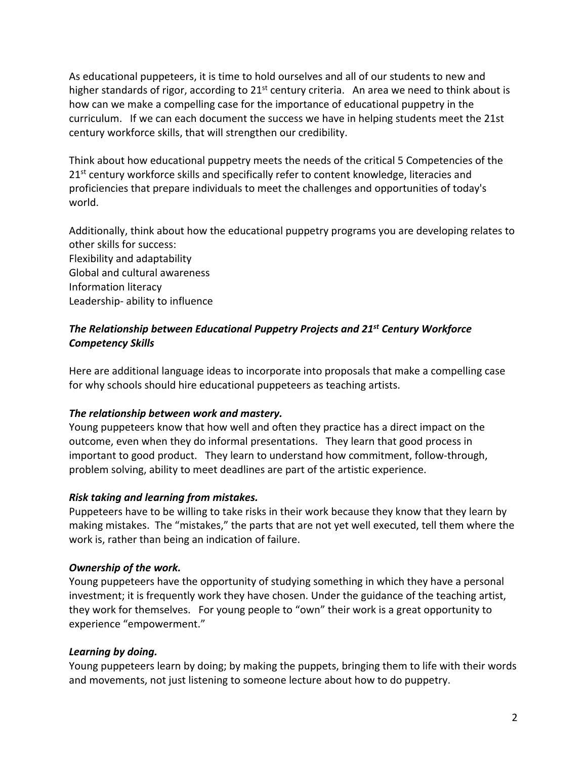As educational puppeteers, it is time to hold ourselves and all of our students to new and higher standards of rigor, according to 21st century criteria. An area we need to think about is how can we make a compelling case for the importance of educational puppetry in the curriculum. If we can each document the success we have in helping students meet the 21st century workforce skills, that will strengthen our credibility.

Think about how educational puppetry meets the needs of the critical 5 Competencies of the 21st century workforce skills and specifically refer to content knowledge, literacies and proficiencies that prepare individuals to meet the challenges and opportunities of today's world.

Additionally, think about how the educational puppetry programs you are developing relates to other skills for success:
Flexibility and adaptability
Global and cultural awareness
Information literacy
Leadership- ability to influence

### *The Relationship between Educational Puppetry Projects and 21st Century Workforce Competency Skills*

Here are additional language ideas to incorporate into proposals that make a compelling case for why schools should hire educational puppeteers as teaching artists.

***The relationship between work and mastery.***
Young puppeteers know that how well and often they practice has a direct impact on the outcome, even when they do informal presentations. They learn that good process in important to good product. They learn to understand how commitment, follow-through, problem solving, ability to meet deadlines are part of the artistic experience.

***Risk taking and learning from mistakes.***
Puppeteers have to be willing to take risks in their work because they know that they learn by making mistakes. The "mistakes," the parts that are not yet well executed, tell them where the work is, rather than being an indication of failure.

***Ownership of the work.***
Young puppeteers have the opportunity of studying something in which they have a personal investment; it is frequently work they have chosen. Under the guidance of the teaching artist, they work for themselves. For young people to "own" their work is a great opportunity to experience "empowerment."

***Learning by doing.***
Young puppeteers learn by doing; by making the puppets, bringing them to life with their words and movements, not just listening to someone lecture about how to do puppetry.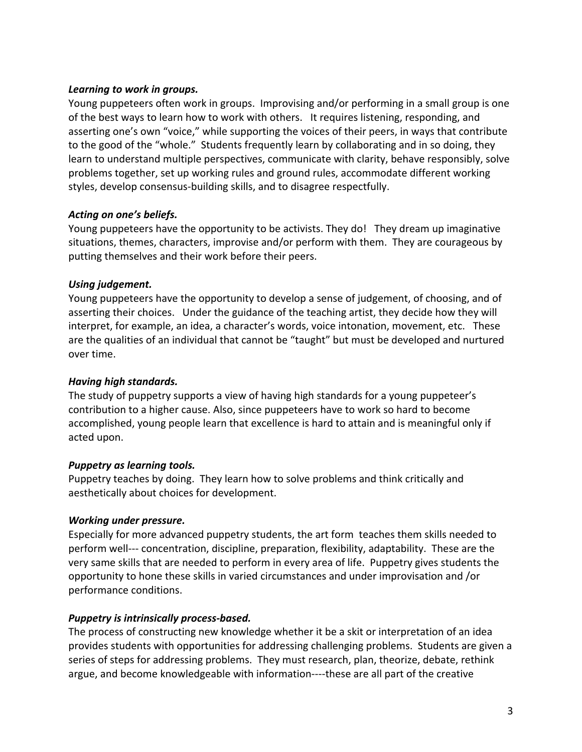***Learning to work in groups.***

Young puppeteers often work in groups. Improvising and/or performing in a small group is one of the best ways to learn how to work with others. It requires listening, responding, and asserting one's own "voice," while supporting the voices of their peers, in ways that contribute to the good of the "whole." Students frequently learn by collaborating and in so doing, they learn to understand multiple perspectives, communicate with clarity, behave responsibly, solve problems together, set up working rules and ground rules, accommodate different working styles, develop consensus-building skills, and to disagree respectfully.

***Acting on one's beliefs.***

Young puppeteers have the opportunity to be activists. They do! They dream up imaginative situations, themes, characters, improvise and/or perform with them. They are courageous by putting themselves and their work before their peers.

***Using judgement.***

Young puppeteers have the opportunity to develop a sense of judgement, of choosing, and of asserting their choices. Under the guidance of the teaching artist, they decide how they will interpret, for example, an idea, a character's words, voice intonation, movement, etc. These are the qualities of an individual that cannot be "taught" but must be developed and nurtured over time.

***Having high standards.***

The study of puppetry supports a view of having high standards for a young puppeteer's contribution to a higher cause. Also, since puppeteers have to work so hard to become accomplished, young people learn that excellence is hard to attain and is meaningful only if acted upon.

***Puppetry as learning tools.***

Puppetry teaches by doing. They learn how to solve problems and think critically and aesthetically about choices for development.

***Working under pressure.***

Especially for more advanced puppetry students, the art form teaches them skills needed to perform well--- concentration, discipline, preparation, flexibility, adaptability. These are the very same skills that are needed to perform in every area of life. Puppetry gives students the opportunity to hone these skills in varied circumstances and under improvisation and /or performance conditions.

***Puppetry is intrinsically process-based.***

The process of constructing new knowledge whether it be a skit or interpretation of an idea provides students with opportunities for addressing challenging problems. Students are given a series of steps for addressing problems. They must research, plan, theorize, debate, rethink argue, and become knowledgeable with information----these are all part of the creative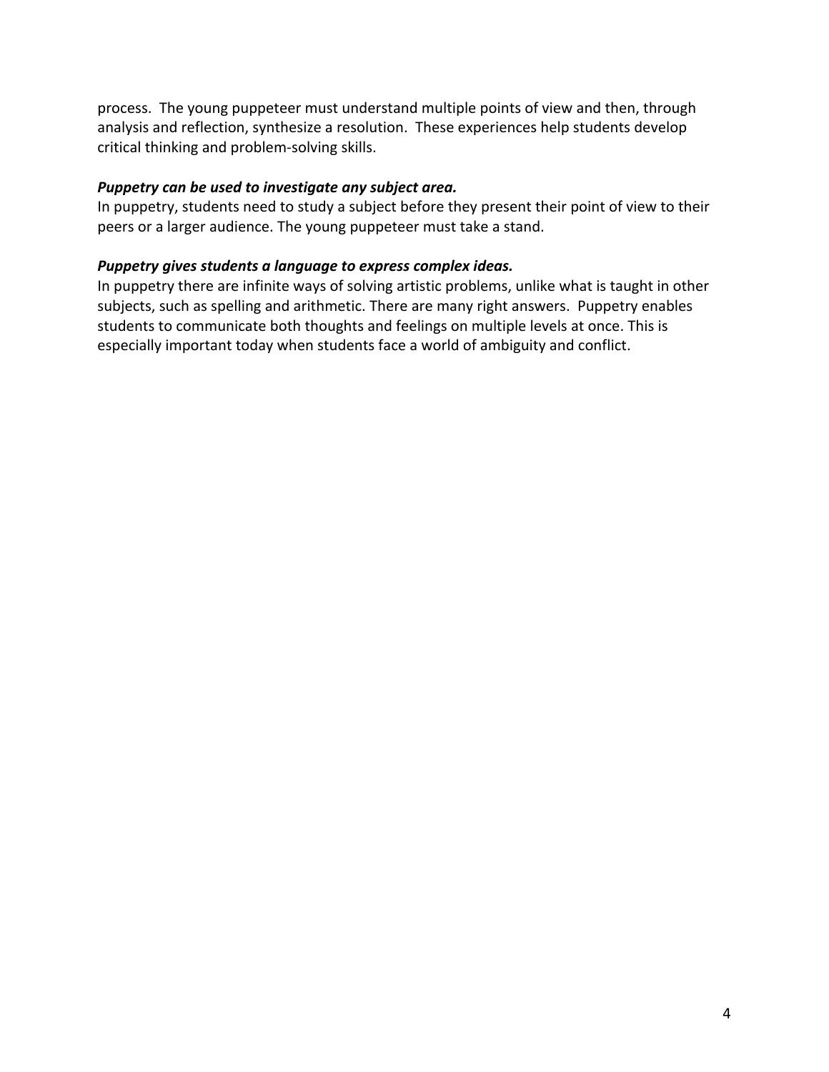process. The young puppeteer must understand multiple points of view and then, through analysis and reflection, synthesize a resolution. These experiences help students develop critical thinking and problem-solving skills.

***Puppetry can be used to investigate any subject area.***
In puppetry, students need to study a subject before they present their point of view to their peers or a larger audience. The young puppeteer must take a stand.

***Puppetry gives students a language to express complex ideas.***
In puppetry there are infinite ways of solving artistic problems, unlike what is taught in other subjects, such as spelling and arithmetic. There are many right answers. Puppetry enables students to communicate both thoughts and feelings on multiple levels at once. This is especially important today when students face a world of ambiguity and conflict.